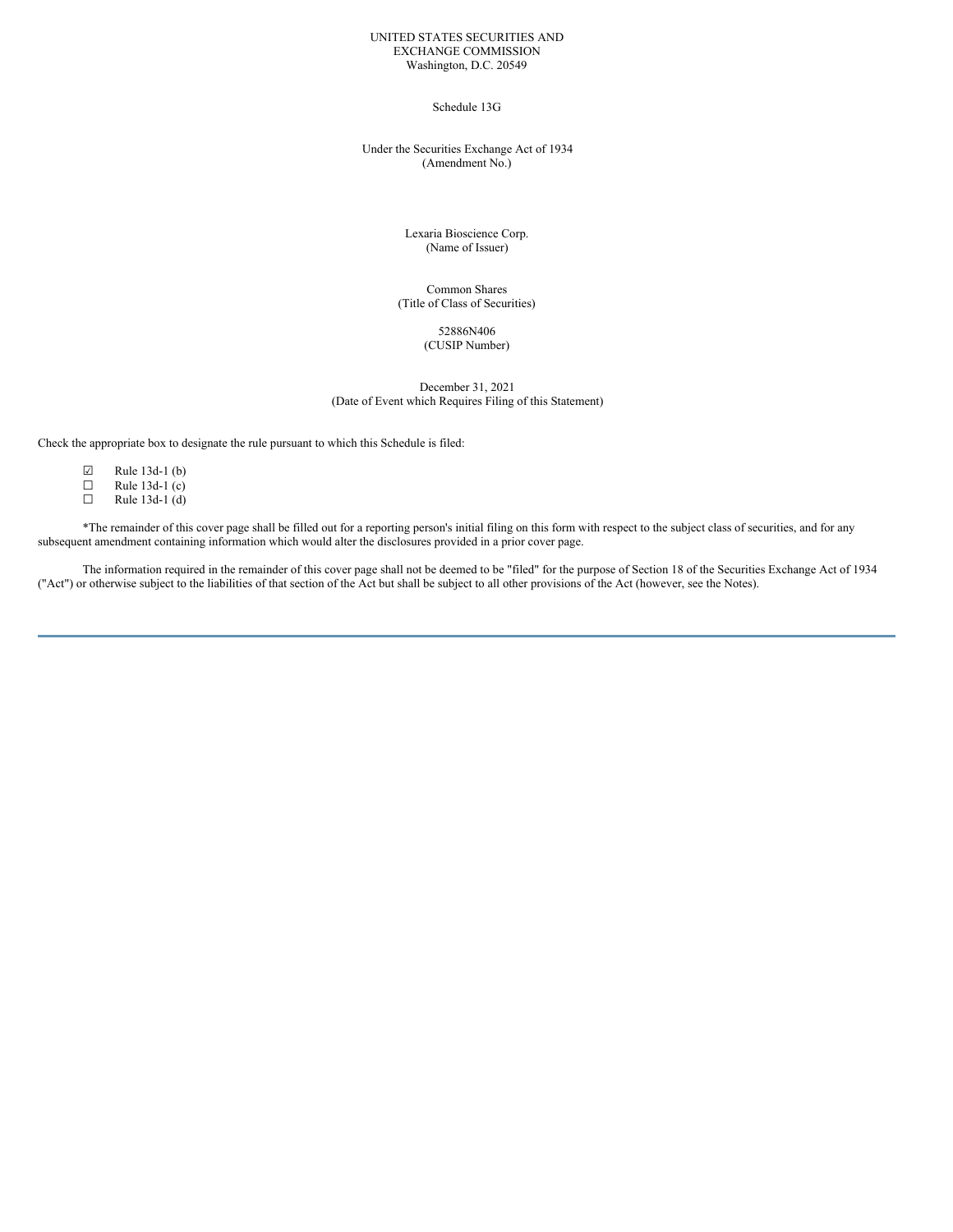UNITED STATES SECURITIES AND
EXCHANGE COMMISSION
Washington, D.C. 20549

Schedule 13G

Under the Securities Exchange Act of 1934
(Amendment No.)

Lexaria Bioscience Corp.
(Name of Issuer)

Common Shares
(Title of Class of Securities)

52886N406
(CUSIP Number)

December 31, 2021
(Date of Event which Requires Filing of this Statement)

Check the appropriate box to designate the rule pursuant to which this Schedule is filed:

☑ Rule 13d-1 (b)
☐ Rule 13d-1 (c)
☐ Rule 13d-1 (d)

*The remainder of this cover page shall be filled out for a reporting person's initial filing on this form with respect to the subject class of securities, and for any subsequent amendment containing information which would alter the disclosures provided in a prior cover page.

The information required in the remainder of this cover page shall not be deemed to be "filed" for the purpose of Section 18 of the Securities Exchange Act of 1934 ("Act") or otherwise subject to the liabilities of that section of the Act but shall be subject to all other provisions of the Act (however, see the Notes).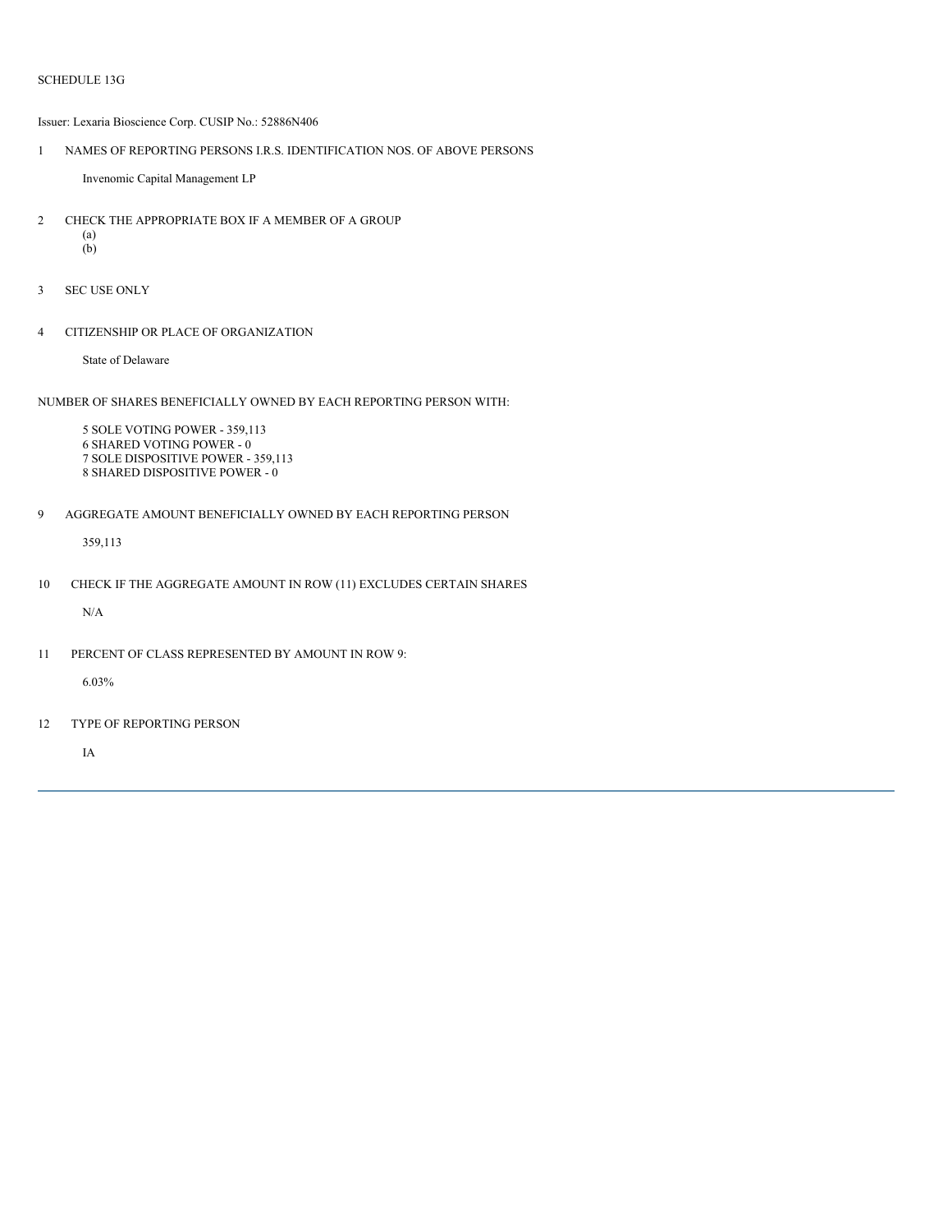SCHEDULE 13G

Issuer: Lexaria Bioscience Corp. CUSIP No.: 52886N406

1 NAMES OF REPORTING PERSONS I.R.S. IDENTIFICATION NOS. OF ABOVE PERSONS

Invenomic Capital Management LP

2 CHECK THE APPROPRIATE BOX IF A MEMBER OF A GROUP

(a)

(b)

3 SEC USE ONLY

4 CITIZENSHIP OR PLACE OF ORGANIZATION

State of Delaware

NUMBER OF SHARES BENEFICIALLY OWNED BY EACH REPORTING PERSON WITH:

5 SOLE VOTING POWER - 359,113

6 SHARED VOTING POWER - 0

7 SOLE DISPOSITIVE POWER - 359,113

8 SHARED DISPOSITIVE POWER - 0

9 AGGREGATE AMOUNT BENEFICIALLY OWNED BY EACH REPORTING PERSON

359,113

10 CHECK IF THE AGGREGATE AMOUNT IN ROW (11) EXCLUDES CERTAIN SHARES

N/A

11 PERCENT OF CLASS REPRESENTED BY AMOUNT IN ROW 9:

6.03%

12 TYPE OF REPORTING PERSON

IA

---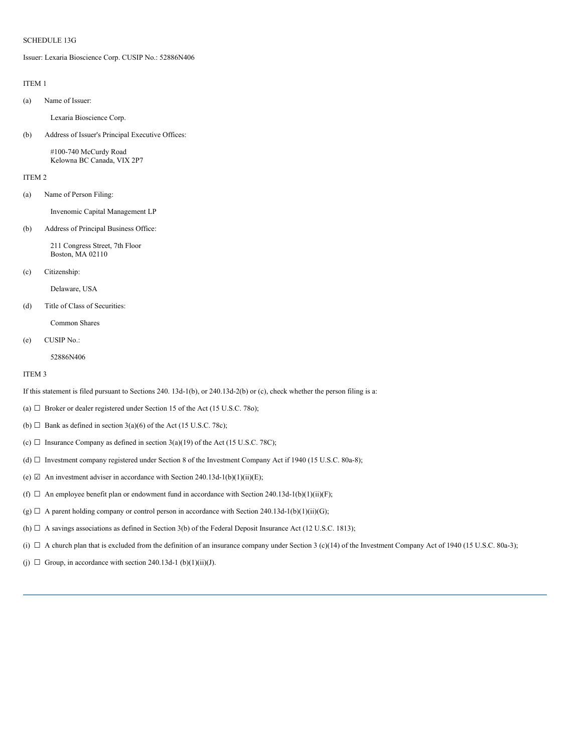SCHEDULE 13G

Issuer: Lexaria Bioscience Corp. CUSIP No.: 52886N406

ITEM 1

(a) Name of Issuer:

Lexaria Bioscience Corp.

(b) Address of Issuer's Principal Executive Offices:

#100-740 McCurdy Road
Kelowna BC Canada, VIX 2P7

ITEM 2

(a) Name of Person Filing:

Invenomic Capital Management LP

(b) Address of Principal Business Office:

211 Congress Street, 7th Floor
Boston, MA 02110

(c) Citizenship:

Delaware, USA

(d) Title of Class of Securities:

Common Shares

(e) CUSIP No.:

52886N406

ITEM 3

If this statement is filed pursuant to Sections 240. 13d-1(b), or 240.13d-2(b) or (c), check whether the person filing is a:

(a) ☐ Broker or dealer registered under Section 15 of the Act (15 U.S.C. 78o);

(b) ☐ Bank as defined in section 3(a)(6) of the Act (15 U.S.C. 78c);

(c) ☐ Insurance Company as defined in section 3(a)(19) of the Act (15 U.S.C. 78C);

(d) ☐ Investment company registered under Section 8 of the Investment Company Act if 1940 (15 U.S.C. 80a-8);

(e) ☑ An investment adviser in accordance with Section 240.13d-1(b)(1)(ii)(E);

(f) ☐ An employee benefit plan or endowment fund in accordance with Section 240.13d-1(b)(1)(ii)(F);

(g) ☐ A parent holding company or control person in accordance with Section 240.13d-1(b)(1)(ii)(G);

(h) ☐ A savings associations as defined in Section 3(b) of the Federal Deposit Insurance Act (12 U.S.C. 1813);

(i) ☐ A church plan that is excluded from the definition of an insurance company under Section 3 (c)(14) of the Investment Company Act of 1940 (15 U.S.C. 80a-3);

(j) ☐ Group, in accordance with section 240.13d-1 (b)(1)(ii)(J).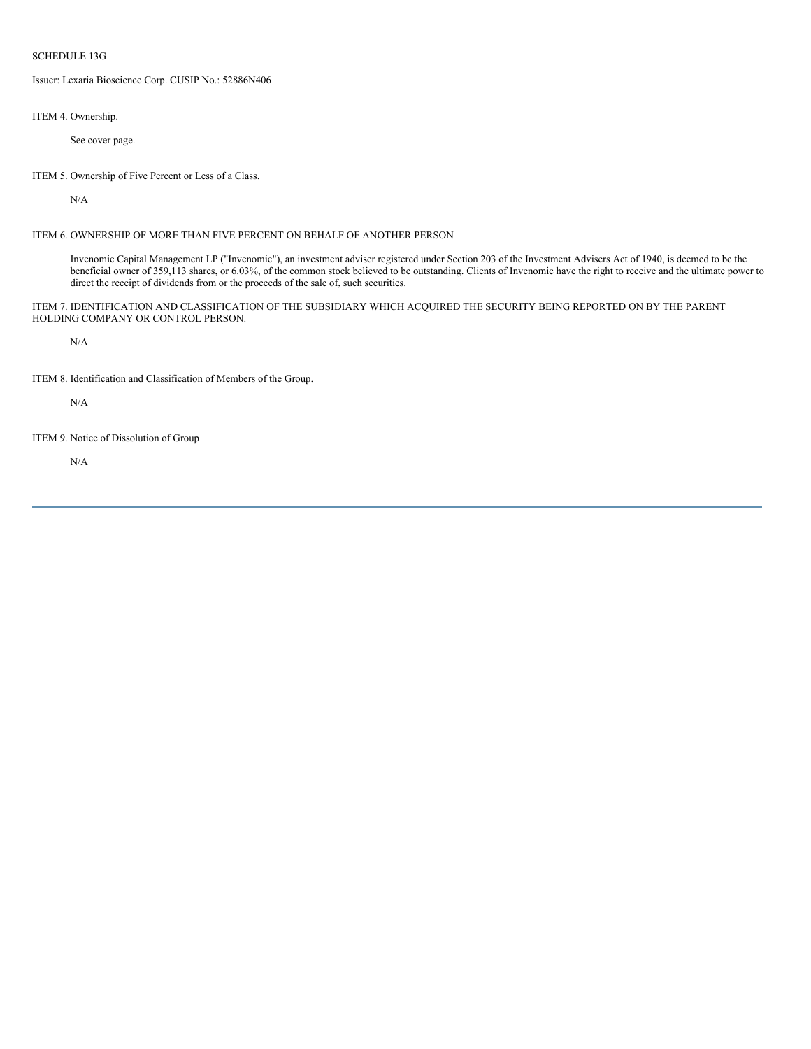SCHEDULE 13G

Issuer: Lexaria Bioscience Corp. CUSIP No.: 52886N406

ITEM 4. Ownership.

See cover page.

ITEM 5. Ownership of Five Percent or Less of a Class.

N/A

ITEM 6. OWNERSHIP OF MORE THAN FIVE PERCENT ON BEHALF OF ANOTHER PERSON

Invenomic Capital Management LP ("Invenomic"), an investment adviser registered under Section 203 of the Investment Advisers Act of 1940, is deemed to be the beneficial owner of 359,113 shares, or 6.03%, of the common stock believed to be outstanding. Clients of Invenomic have the right to receive and the ultimate power to direct the receipt of dividends from or the proceeds of the sale of, such securities.

ITEM 7. IDENTIFICATION AND CLASSIFICATION OF THE SUBSIDIARY WHICH ACQUIRED THE SECURITY BEING REPORTED ON BY THE PARENT HOLDING COMPANY OR CONTROL PERSON.

N/A

ITEM 8. Identification and Classification of Members of the Group.

N/A

ITEM 9. Notice of Dissolution of Group

N/A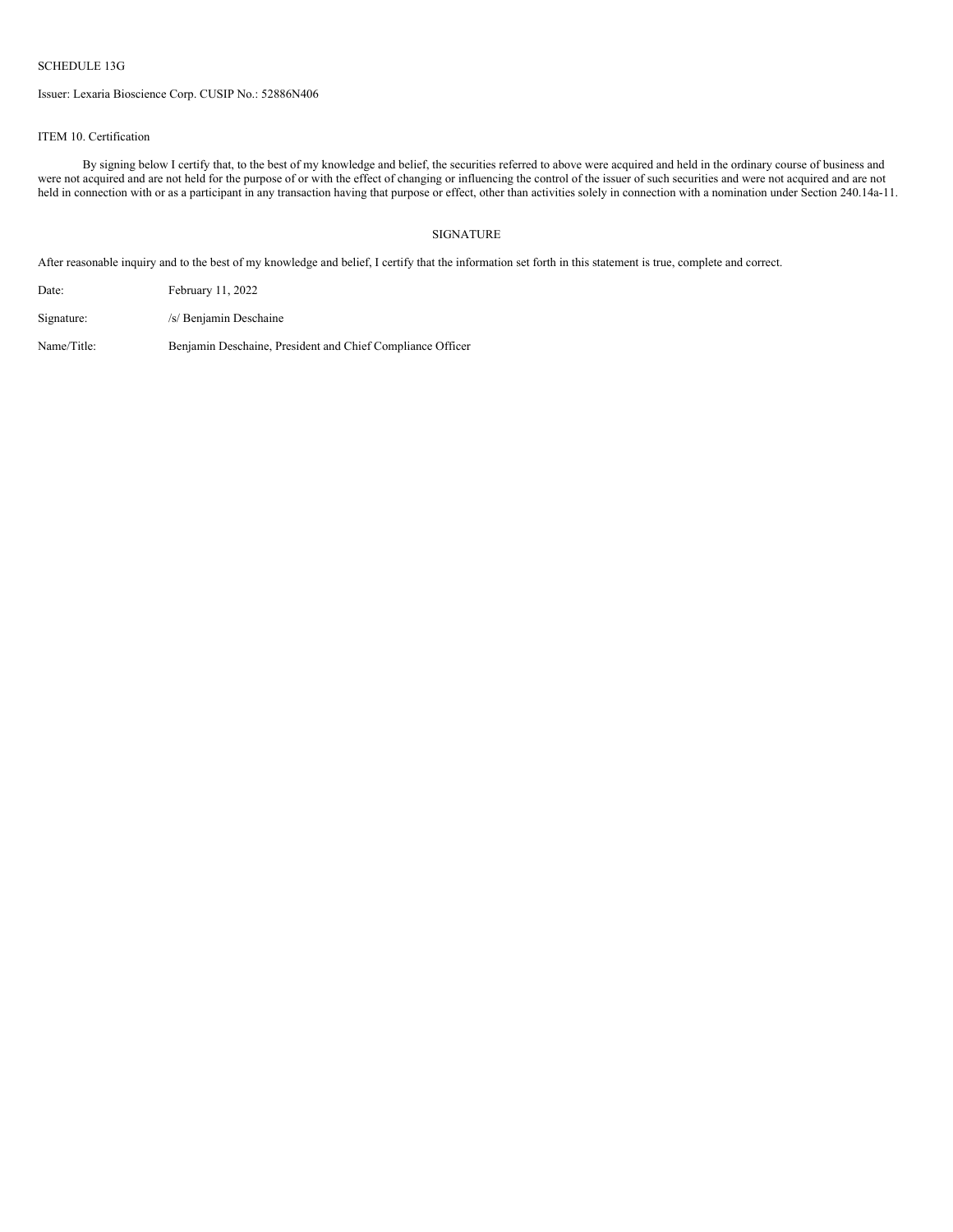SCHEDULE 13G

Issuer: Lexaria Bioscience Corp. CUSIP No.: 52886N406

ITEM 10. Certification

By signing below I certify that, to the best of my knowledge and belief, the securities referred to above were acquired and held in the ordinary course of business and were not acquired and are not held for the purpose of or with the effect of changing or influencing the control of the issuer of such securities and were not acquired and are not held in connection with or as a participant in any transaction having that purpose or effect, other than activities solely in connection with a nomination under Section 240.14a-11.

SIGNATURE

After reasonable inquiry and to the best of my knowledge and belief, I certify that the information set forth in this statement is true, complete and correct.

| | |
|---|---|
| Date: | February 11, 2022 |
| Signature: | /s/ Benjamin Deschaine |
| Name/Title: | Benjamin Deschaine, President and Chief Compliance Officer |